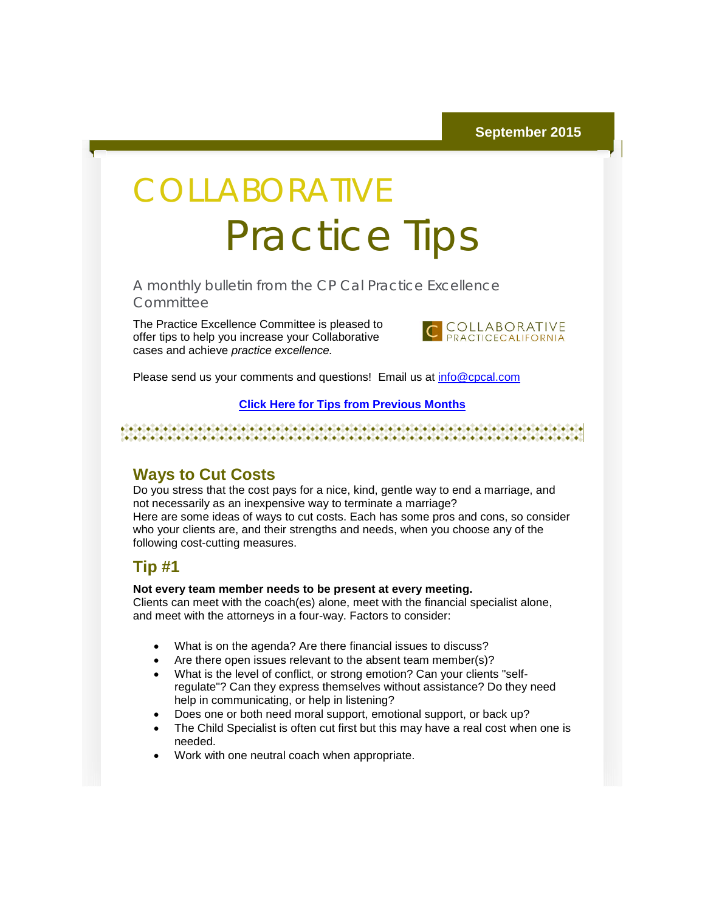September 2015

# COLLABORATIVE Practice Tips

A monthly bulletin from the CP Cal Practice Excellence Committee

The Practice Excellence Committee is pleased to offer tips to help you increase your Collaborative cases and achieve *practice excellence.*

COLLABORATIVE PRACTICECALIFORNIA

Please send us your comments and questions!  Email us at info@cpcal.com

**Click Here for Tips from Previous Months**

## Ways to Cut Costs

Do you stress that the cost pays for a nice, kind, gentle way to end a marriage, and not necessarily as an inexpensive way to terminate a marriage?
Here are some ideas of ways to cut costs. Each has some pros and cons, so consider who your clients are, and their strengths and needs, when you choose any of the following cost-cutting measures.

## Tip #1

**Not every team member needs to be present at every meeting.**
Clients can meet with the coach(es) alone, meet with the financial specialist alone, and meet with the attorneys in a four-way. Factors to consider:

- What is on the agenda? Are there financial issues to discuss?
- Are there open issues relevant to the absent team member(s)?
- What is the level of conflict, or strong emotion? Can your clients "self-regulate"? Can they express themselves without assistance? Do they need help in communicating, or help in listening?
- Does one or both need moral support, emotional support, or back up?
- The Child Specialist is often cut first but this may have a real cost when one is needed.
- Work with one neutral coach when appropriate.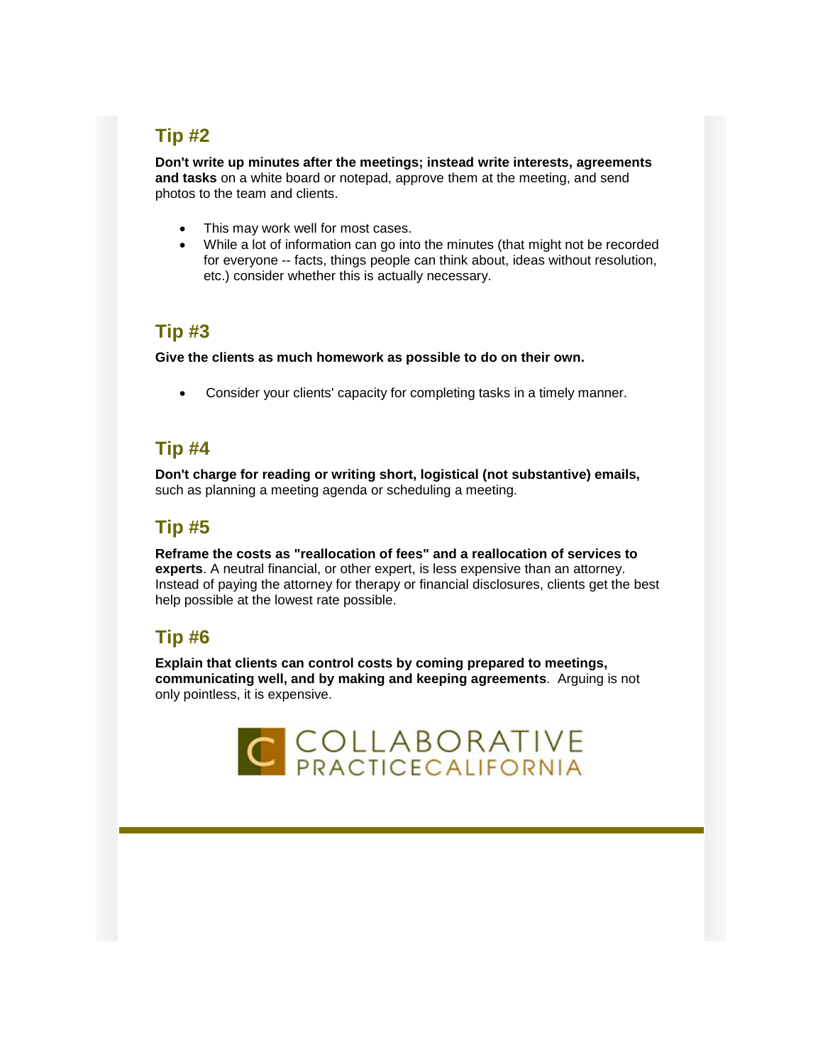## Tip #2

**Don't write up minutes after the meetings; instead write interests, agreements and tasks** on a white board or notepad, approve them at the meeting, and send photos to the team and clients.

- This may work well for most cases.
- While a lot of information can go into the minutes (that might not be recorded for everyone -- facts, things people can think about, ideas without resolution, etc.) consider whether this is actually necessary.

## Tip #3

**Give the clients as much homework as possible to do on their own.**

- Consider your clients' capacity for completing tasks in a timely manner.

## Tip #4

**Don't charge for reading or writing short, logistical (not substantive) emails,** such as planning a meeting agenda or scheduling a meeting.

## Tip #5

**Reframe the costs as "reallocation of fees" and a reallocation of services to experts**. A neutral financial, or other expert, is less expensive than an attorney. Instead of paying the attorney for therapy or financial disclosures, clients get the best help possible at the lowest rate possible.

## Tip #6

**Explain that clients can control costs by coming prepared to meetings, communicating well, and by making and keeping agreements**. Arguing is not only pointless, it is expensive.

COLLABORATIVE PRACTICE CALIFORNIA